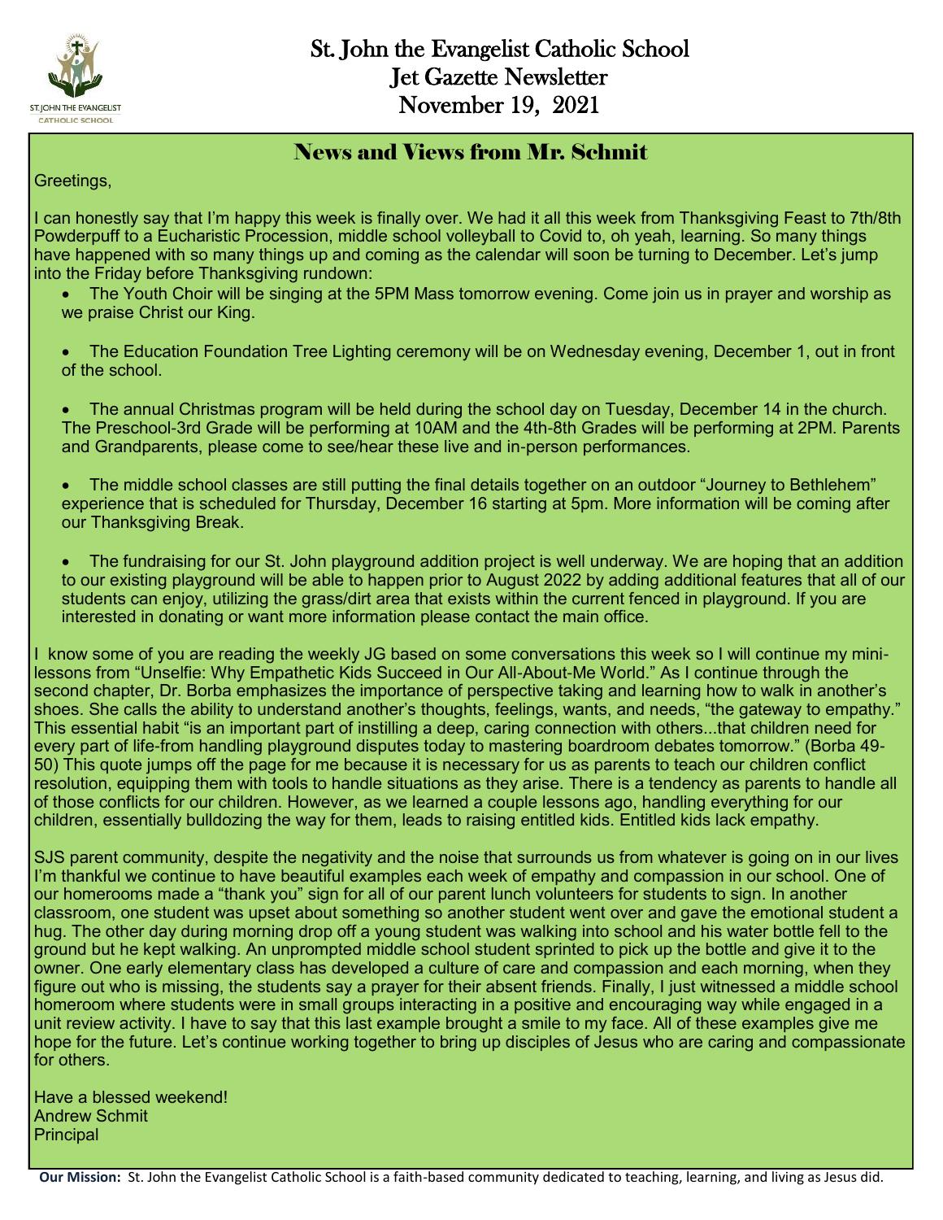# St. John the Evangelist Catholic School
# Jet Gazette Newsletter
# November 19, 2021

## News and Views from Mr. Schmit

Greetings,

I can honestly say that I'm happy this week is finally over. We had it all this week from Thanksgiving Feast to 7th/8th Powderpuff to a Eucharistic Procession, middle school volleyball to Covid to, oh yeah, learning. So many things have happened with so many things up and coming as the calendar will soon be turning to December. Let's jump into the Friday before Thanksgiving rundown:

- The Youth Choir will be singing at the 5PM Mass tomorrow evening. Come join us in prayer and worship as we praise Christ our King.
- The Education Foundation Tree Lighting ceremony will be on Wednesday evening, December 1, out in front of the school.
- The annual Christmas program will be held during the school day on Tuesday, December 14 in the church. The Preschool-3rd Grade will be performing at 10AM and the 4th-8th Grades will be performing at 2PM. Parents and Grandparents, please come to see/hear these live and in-person performances.
- The middle school classes are still putting the final details together on an outdoor "Journey to Bethlehem" experience that is scheduled for Thursday, December 16 starting at 5pm. More information will be coming after our Thanksgiving Break.
- The fundraising for our St. John playground addition project is well underway. We are hoping that an addition to our existing playground will be able to happen prior to August 2022 by adding additional features that all of our students can enjoy, utilizing the grass/dirt area that exists within the current fenced in playground. If you are interested in donating or want more information please contact the main office.

I know some of you are reading the weekly JG based on some conversations this week so I will continue my mini-lessons from "Unselfie: Why Empathetic Kids Succeed in Our All-About-Me World." As I continue through the second chapter, Dr. Borba emphasizes the importance of perspective taking and learning how to walk in another's shoes. She calls the ability to understand another's thoughts, feelings, wants, and needs, "the gateway to empathy." This essential habit "is an important part of instilling a deep, caring connection with others...that children need for every part of life-from handling playground disputes today to mastering boardroom debates tomorrow." (Borba 49-50) This quote jumps off the page for me because it is necessary for us as parents to teach our children conflict resolution, equipping them with tools to handle situations as they arise. There is a tendency as parents to handle all of those conflicts for our children. However, as we learned a couple lessons ago, handling everything for our children, essentially bulldozing the way for them, leads to raising entitled kids. Entitled kids lack empathy.

SJS parent community, despite the negativity and the noise that surrounds us from whatever is going on in our lives I'm thankful we continue to have beautiful examples each week of empathy and compassion in our school. One of our homerooms made a "thank you" sign for all of our parent lunch volunteers for students to sign. In another classroom, one student was upset about something so another student went over and gave the emotional student a hug. The other day during morning drop off a young student was walking into school and his water bottle fell to the ground but he kept walking. An unprompted middle school student sprinted to pick up the bottle and give it to the owner. One early elementary class has developed a culture of care and compassion and each morning, when they figure out who is missing, the students say a prayer for their absent friends. Finally, I just witnessed a middle school homeroom where students were in small groups interacting in a positive and encouraging way while engaged in a unit review activity. I have to say that this last example brought a smile to my face. All of these examples give me hope for the future. Let's continue working together to bring up disciples of Jesus who are caring and compassionate for others.

Have a blessed weekend!
Andrew Schmit
Principal

**Our Mission:** St. John the Evangelist Catholic School is a faith-based community dedicated to teaching, learning, and living as Jesus did.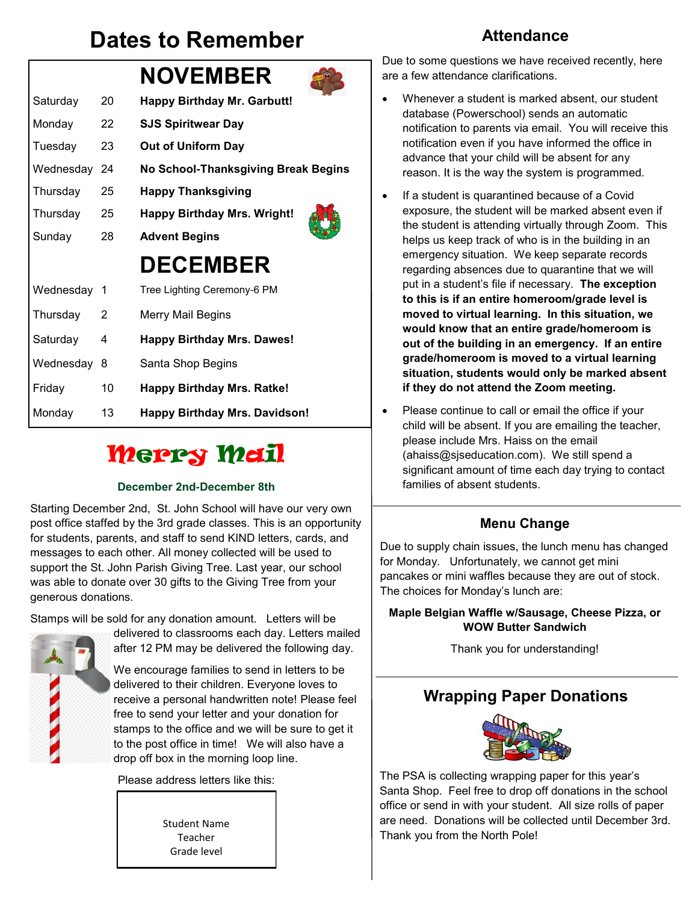# Dates to Remember

| | | NOVEMBER |
|---|---|---|
| Saturday | 20 | **Happy Birthday Mr. Garbutt!** |
| Monday | 22 | **SJS Spiritwear Day** |
| Tuesday | 23 | **Out of Uniform Day** |
| Wednesday | 24 | **No School-Thanksgiving Break Begins** |
| Thursday | 25 | **Happy Thanksgiving** |
| Thursday | 25 | **Happy Birthday Mrs. Wright!** |
| Sunday | 28 | **Advent Begins** |
| | | **DECEMBER** |
| Wednesday | 1 | Tree Lighting Ceremony-6 PM |
| Thursday | 2 | Merry Mail Begins |
| Saturday | 4 | **Happy Birthday Mrs. Dawes!** |
| Wednesday | 8 | Santa Shop Begins |
| Friday | 10 | **Happy Birthday Mrs. Ratke!** |
| Monday | 13 | **Happy Birthday Mrs. Davidson!** |

## Merry Mail

**December 2nd-December 8th**

Starting December 2nd, St. John School will have our very own post office staffed by the 3rd grade classes. This is an opportunity for students, parents, and staff to send KIND letters, cards, and messages to each other. All money collected will be used to support the St. John Parish Giving Tree. Last year, our school was able to donate over 30 gifts to the Giving Tree from your generous donations.

Stamps will be sold for any donation amount. Letters will be delivered to classrooms each day. Letters mailed after 12 PM may be delivered the following day.

We encourage families to send in letters to be delivered to their children. Everyone loves to receive a personal handwritten note! Please feel free to send your letter and your donation for stamps to the office and we will be sure to get it to the post office in time! We will also have a drop off box in the morning loop line.

Please address letters like this:

Student Name
Teacher
Grade level

## Attendance

Due to some questions we have received recently, here are a few attendance clarifications.

- Whenever a student is marked absent, our student database (Powerschool) sends an automatic notification to parents via email. You will receive this notification even if you have informed the office in advance that your child will be absent for any reason. It is the way the system is programmed.
- If a student is quarantined because of a Covid exposure, the student will be marked absent even if the student is attending virtually through Zoom. This helps us keep track of who is in the building in an emergency situation. We keep separate records regarding absences due to quarantine that we will put in a student's file if necessary. **The exception to this is if an entire homeroom/grade level is moved to virtual learning. In this situation, we would know that an entire grade/homeroom is out of the building in an emergency. If an entire grade/homeroom is moved to a virtual learning situation, students would only be marked absent if they do not attend the Zoom meeting.**
- Please continue to call or email the office if your child will be absent. If you are emailing the teacher, please include Mrs. Haiss on the email (ahaiss@sjseducation.com). We still spend a significant amount of time each day trying to contact families of absent students.

## Menu Change

Due to supply chain issues, the lunch menu has changed for Monday. Unfortunately, we cannot get mini pancakes or mini waffles because they are out of stock. The choices for Monday's lunch are:

**Maple Belgian Waffle w/Sausage, Cheese Pizza, or WOW Butter Sandwich**

Thank you for understanding!

## Wrapping Paper Donations

The PSA is collecting wrapping paper for this year's Santa Shop. Feel free to drop off donations in the school office or send in with your student. All size rolls of paper are need. Donations will be collected until December 3rd. Thank you from the North Pole!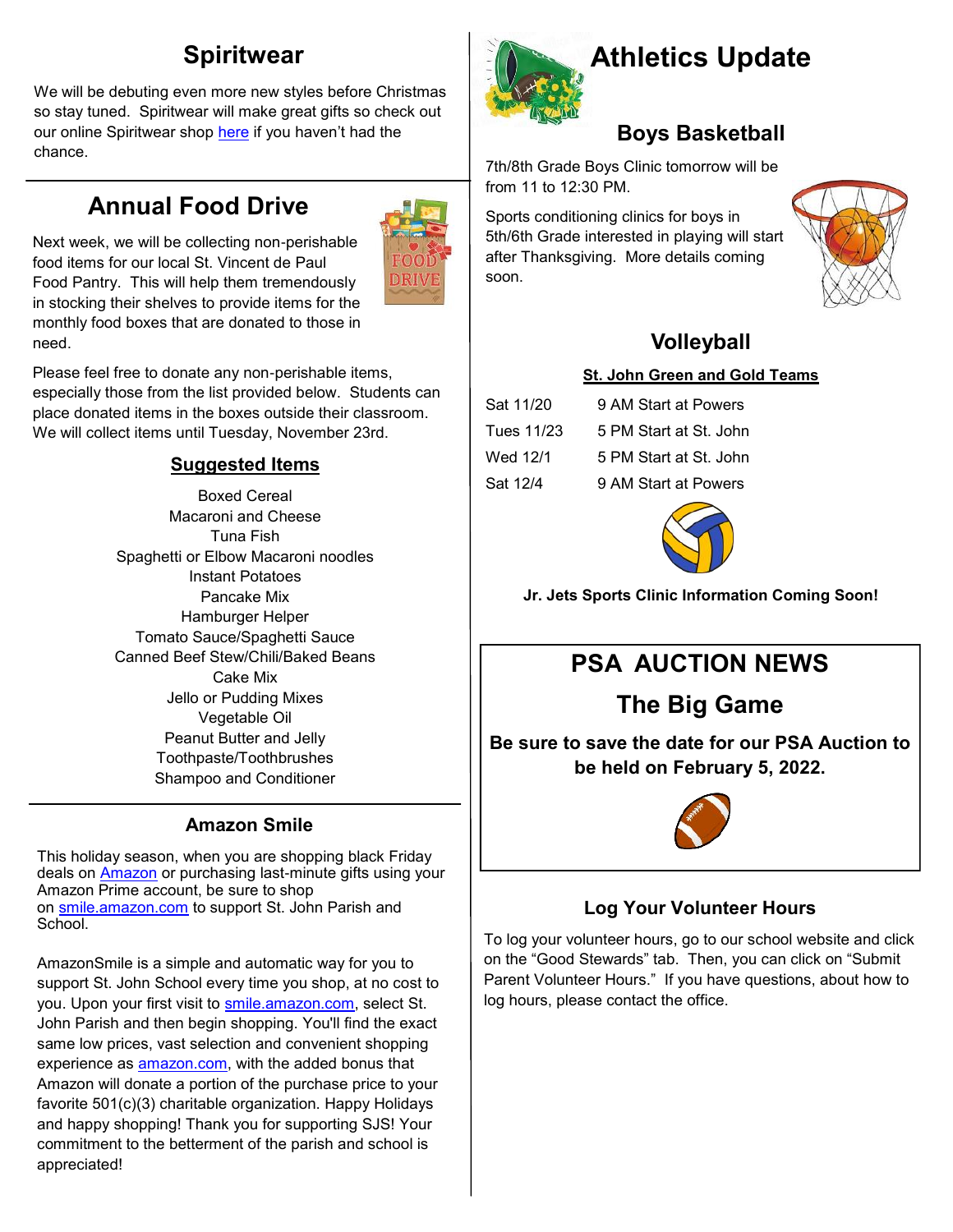## Spiritwear

We will be debuting even more new styles before Christmas so stay tuned. Spiritwear will make great gifts so check out our online Spiritwear shop here if you haven't had the chance.

## Annual Food Drive

Next week, we will be collecting non-perishable food items for our local St. Vincent de Paul Food Pantry. This will help them tremendously in stocking their shelves to provide items for the monthly food boxes that are donated to those in need.

Please feel free to donate any non-perishable items, especially those from the list provided below. Students can place donated items in the boxes outside their classroom. We will collect items until Tuesday, November 23rd.

### Suggested Items

Boxed Cereal
Macaroni and Cheese
Tuna Fish
Spaghetti or Elbow Macaroni noodles
Instant Potatoes
Pancake Mix
Hamburger Helper
Tomato Sauce/Spaghetti Sauce
Canned Beef Stew/Chili/Baked Beans
Cake Mix
Jello or Pudding Mixes
Vegetable Oil
Peanut Butter and Jelly
Toothpaste/Toothbrushes
Shampoo and Conditioner

### Amazon Smile

This holiday season, when you are shopping black Friday deals on Amazon or purchasing last-minute gifts using your Amazon Prime account, be sure to shop on smile.amazon.com to support St. John Parish and School.

AmazonSmile is a simple and automatic way for you to support St. John School every time you shop, at no cost to you. Upon your first visit to smile.amazon.com, select St. John Parish and then begin shopping. You'll find the exact same low prices, vast selection and convenient shopping experience as amazon.com, with the added bonus that Amazon will donate a portion of the purchase price to your favorite 501(c)(3) charitable organization. Happy Holidays and happy shopping! Thank you for supporting SJS! Your commitment to the betterment of the parish and school is appreciated!

## Athletics Update

### Boys Basketball

7th/8th Grade Boys Clinic tomorrow will be from 11 to 12:30 PM.

Sports conditioning clinics for boys in 5th/6th Grade interested in playing will start after Thanksgiving. More details coming soon.

### Volleyball

**St. John Green and Gold Teams**

| | |
|---|---|
| Sat 11/20 | 9 AM Start at Powers |
| Tues 11/23 | 5 PM Start at St. John |
| Wed 12/1 | 5 PM Start at St. John |
| Sat 12/4 | 9 AM Start at Powers |

**Jr. Jets Sports Clinic Information Coming Soon!**

## PSA AUCTION NEWS

## The Big Game

**Be sure to save the date for our PSA Auction to be held on February 5, 2022.**

### Log Your Volunteer Hours

To log your volunteer hours, go to our school website and click on the "Good Stewards" tab. Then, you can click on "Submit Parent Volunteer Hours." If you have questions, about how to log hours, please contact the office.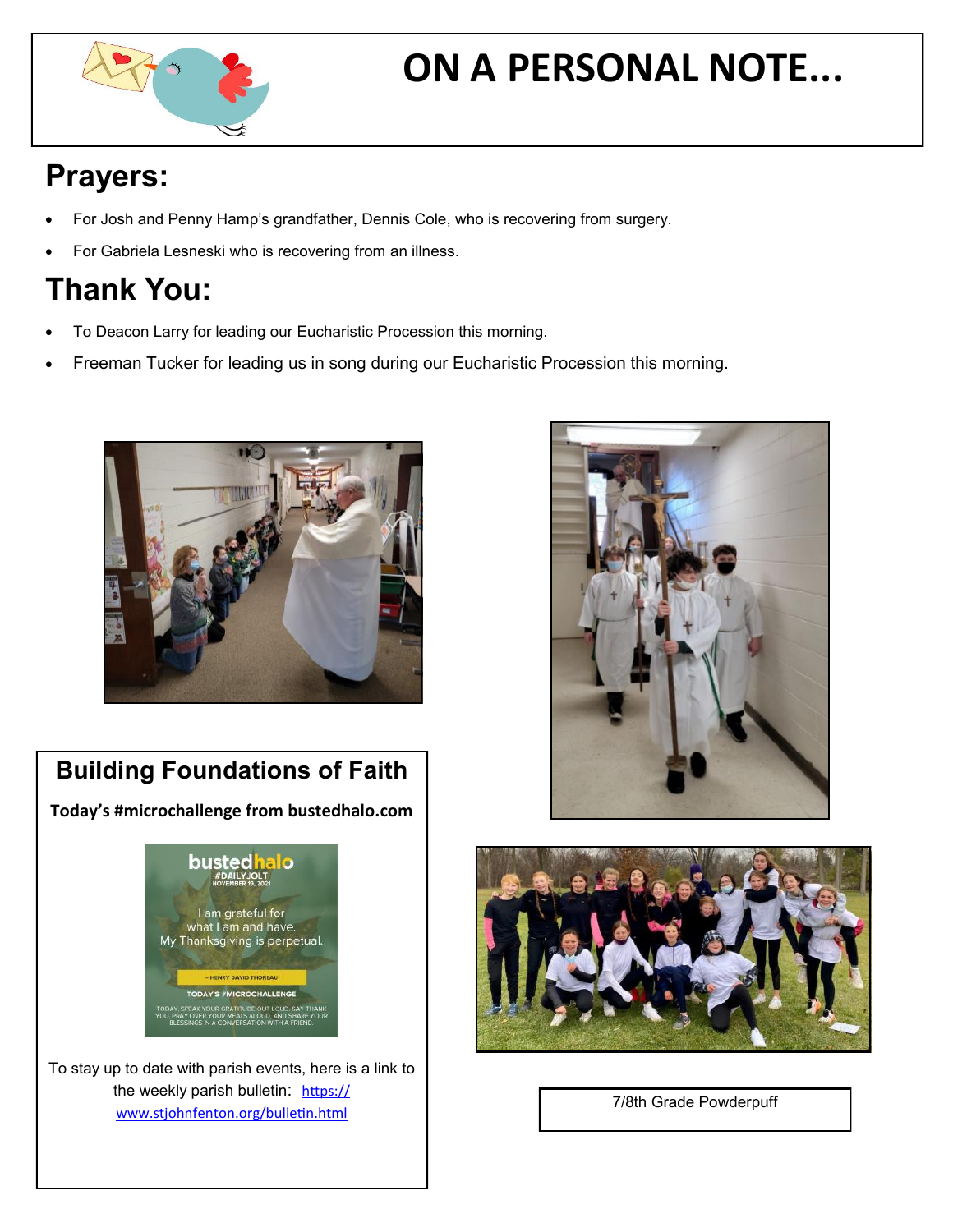# ON A PERSONAL NOTE...

## Prayers:

- For Josh and Penny Hamp's grandfather, Dennis Cole, who is recovering from surgery.
- For Gabriela Lesneski who is recovering from an illness.

## Thank You:

- To Deacon Larry for leading our Eucharistic Procession this morning.
- Freeman Tucker for leading us in song during our Eucharistic Procession this morning.

### Building Foundations of Faith

**Today's #microchallenge from bustedhalo.com**

bustedhalo
#DAILYJOLT
NOVEMBER 19, 2021

I am grateful for what I am and have. My Thanksgiving is perpetual.

– HENRY DAVID THOREAU

TODAY'S #MICROCHALLENGE

TODAY, SPEAK YOUR GRATITUDE OUT LOUD. SAY THANK YOU, PRAY OVER YOUR MEALS ALOUD, AND SHARE YOUR BLESSINGS IN A CONVERSATION WITH A FRIEND.

To stay up to date with parish events, here is a link to the weekly parish bulletin: https://www.stjohnfenton.org/bulletin.html

7/8th Grade Powderpuff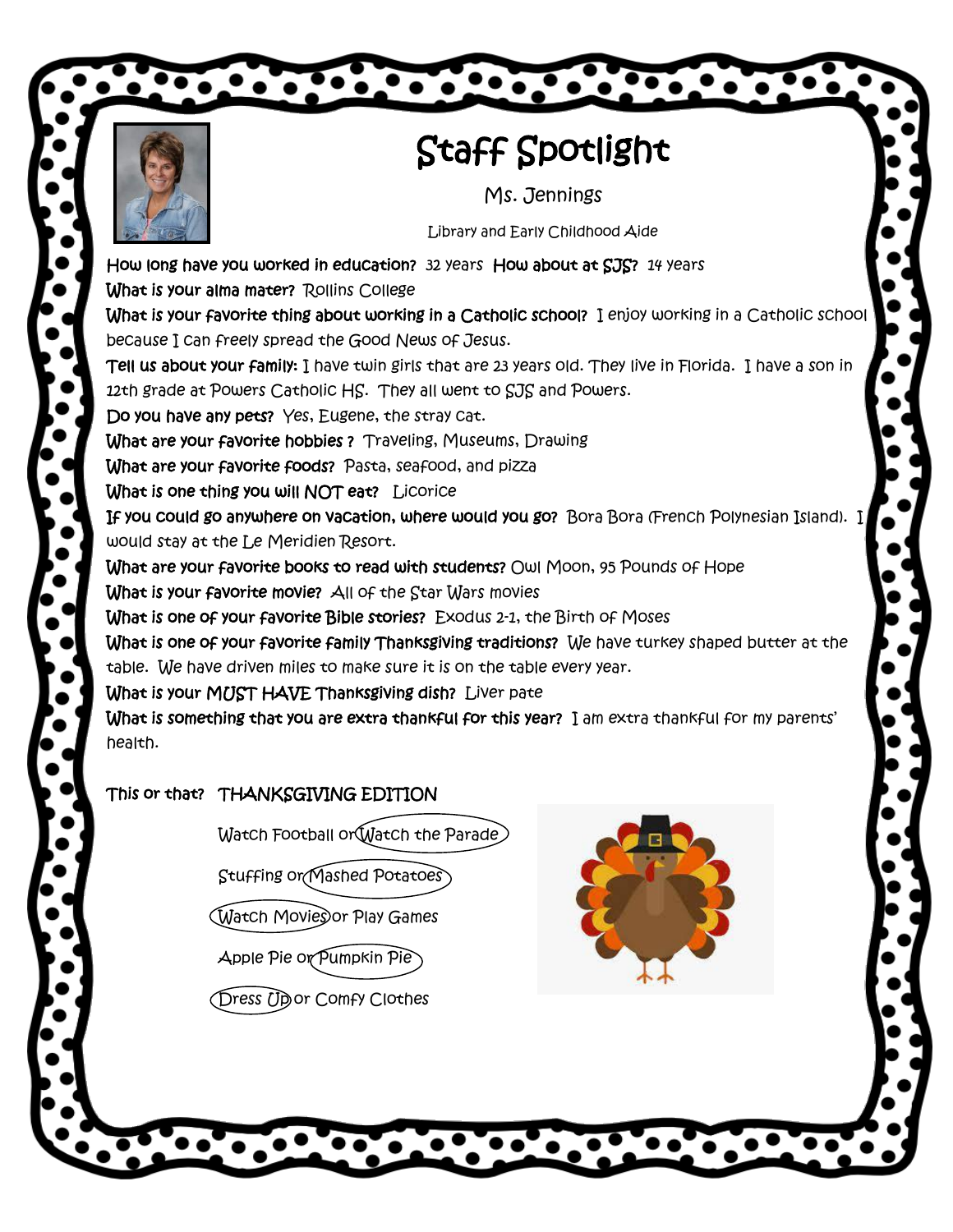# Staff Spotlight

Ms. Jennings

Library and Early Childhood Aide

**How long have you worked in education?** 32 years **How about at SJS?** 14 years

**What is your alma mater?** Rollins College

**What is your favorite thing about working in a Catholic school?** I enjoy working in a Catholic school because I can freely spread the Good News of Jesus.

**Tell us about your family:** I have twin girls that are 23 years old. They live in Florida. I have a son in 12th grade at Powers Catholic HS. They all went to SJS and Powers.

**Do you have any pets?** Yes, Eugene, the stray cat.

**What are your favorite hobbies ?** Traveling, Museums, Drawing

**What are your favorite foods?** Pasta, seafood, and pizza

**What is one thing you will NOT eat?** Licorice

**If you could go anywhere on vacation, where would you go?** Bora Bora (French Polynesian Island). I would stay at the Le Meridien Resort.

**What are your favorite books to read with students?** Owl Moon, 95 Pounds of Hope

**What is your favorite movie?** All of the Star Wars movies

**What is one of your favorite Bible stories?** Exodus 2-1, the Birth of Moses

**What is one of your favorite family Thanksgiving traditions?** We have turkey shaped butter at the table. We have driven miles to make sure it is on the table every year.

**What is your MUST HAVE Thanksgiving dish?** Liver pate

**What is something that you are extra thankful for this year?** I am extra thankful for my parents' health.

This or that? THANKSGIVING EDITION

- Watch Football or **Watch the Parade**
- Stuffing or **Mashed Potatoes**
- **Watch Movies** or Play Games
- Apple Pie or **Pumpkin Pie**
- **Dress Up** or Comfy Clothes